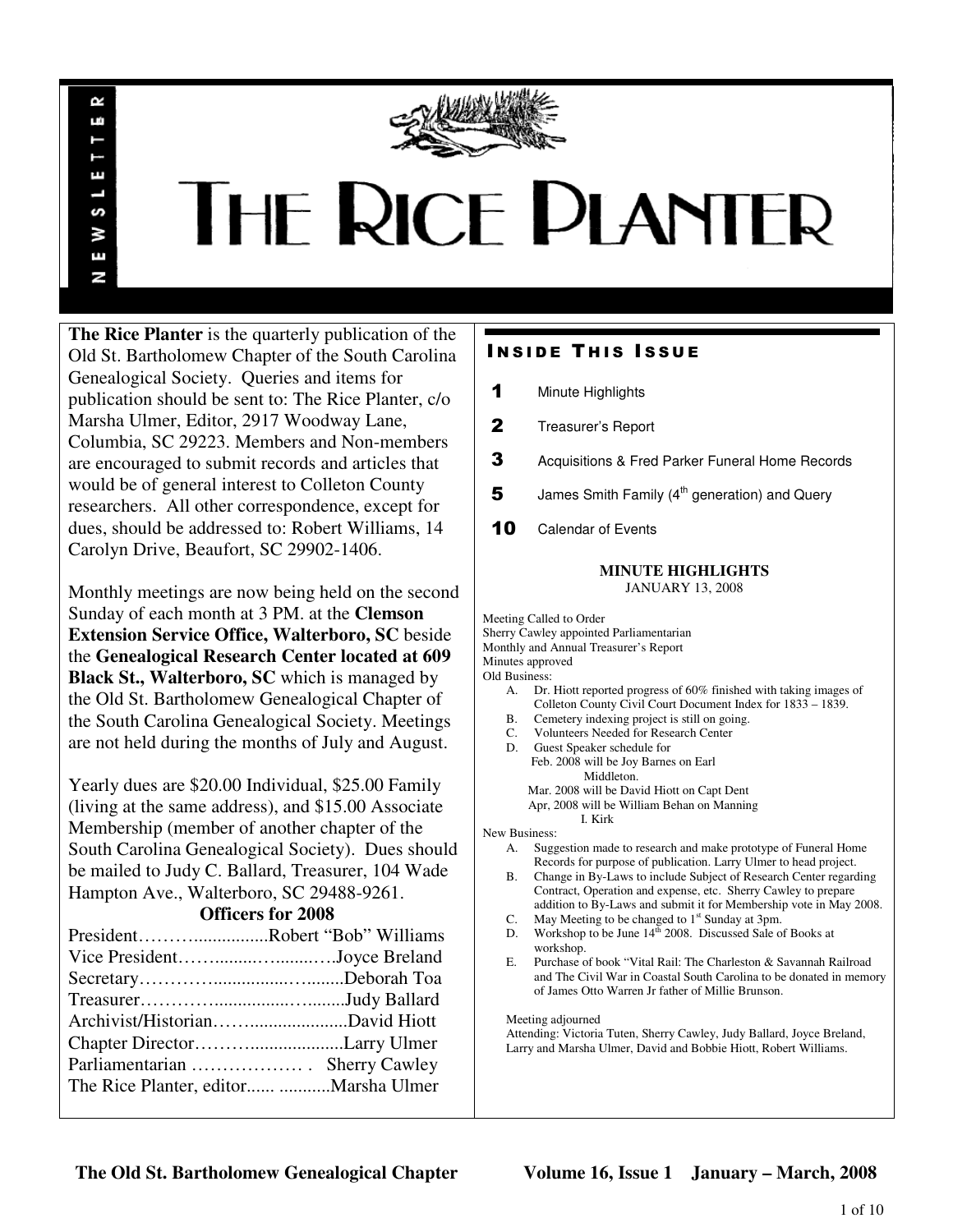# THE RICE PLANTER

NEWSLETTER

**The Rice Planter** is the quarterly publication of the Old St. Bartholomew Chapter of the South Carolina Genealogical Society. Queries and items for publication should be sent to: The Rice Planter, c/o Marsha Ulmer, Editor, 2917 Woodway Lane, Columbia, SC 29223. Members and Non-members are encouraged to submit records and articles that would be of general interest to Colleton County researchers. All other correspondence, except for dues, should be addressed to: Robert Williams, 14 Carolyn Drive, Beaufort, SC 29902-1406.

Monthly meetings are now being held on the second Sunday of each month at 3 PM. at the **Clemson Extension Service Office, Walterboro, SC** beside the **Genealogical Research Center located at 609 Black St., Walterboro, SC** which is managed by the Old St. Bartholomew Genealogical Chapter of the South Carolina Genealogical Society. Meetings are not held during the months of July and August.

Yearly dues are $20.00 Individual, $25.00 Family (living at the same address), and $15.00 Associate Membership (member of another chapter of the South Carolina Genealogical Society). Dues should be mailed to Judy C. Ballard, Treasurer, 104 Wade Hampton Ave., Walterboro, SC 29488-9261.

**Officers for 2008**

President……….................Robert "Bob" Williams
Vice President…….........…........….Joyce Breland
Secretary…………...............…........Deborah Toa
Treasurer…………...............….........Judy Ballard
Archivist/Historian……......................David Hiott
Chapter Director………....................Larry Ulmer
Parliamentarian ……………… . Sherry Cawley
The Rice Planter, editor...... ...........Marsha Ulmer

## Inside This Issue

| | |
|---|---|
| **1** | Minute Highlights |
| **2** | Treasurer's Report |
| **3** | Acquisitions & Fred Parker Funeral Home Records |
| **5** | James Smith Family (4th generation) and Query |
| **10** | Calendar of Events |

### MINUTE HIGHLIGHTS
JANUARY 13, 2008

Meeting Called to Order
Sherry Cawley appointed Parliamentarian
Monthly and Annual Treasurer's Report
Minutes approved
Old Business:

A. Dr. Hiott reported progress of 60% finished with taking images of Colleton County Civil Court Document Index for 1833 – 1839.
B. Cemetery indexing project is still on going.
C. Volunteers Needed for Research Center
D. Guest Speaker schedule for
   Feb. 2008 will be Joy Barnes on Earl Middleton.
   Mar. 2008 will be David Hiott on Capt Dent
   Apr, 2008 will be William Behan on Manning I. Kirk

New Business:

A. Suggestion made to research and make prototype of Funeral Home Records for purpose of publication. Larry Ulmer to head project.
B. Change in By-Laws to include Subject of Research Center regarding Contract, Operation and expense, etc. Sherry Cawley to prepare addition to By-Laws and submit it for Membership vote in May 2008.
C. May Meeting to be changed to 1st Sunday at 3pm.
D. Workshop to be June 14th 2008. Discussed Sale of Books at workshop.
E. Purchase of book "Vital Rail: The Charleston & Savannah Railroad and The Civil War in Coastal South Carolina to be donated in memory of James Otto Warren Jr father of Millie Brunson.

Meeting adjourned
Attending: Victoria Tuten, Sherry Cawley, Judy Ballard, Joyce Breland, Larry and Marsha Ulmer, David and Bobbie Hiott, Robert Williams.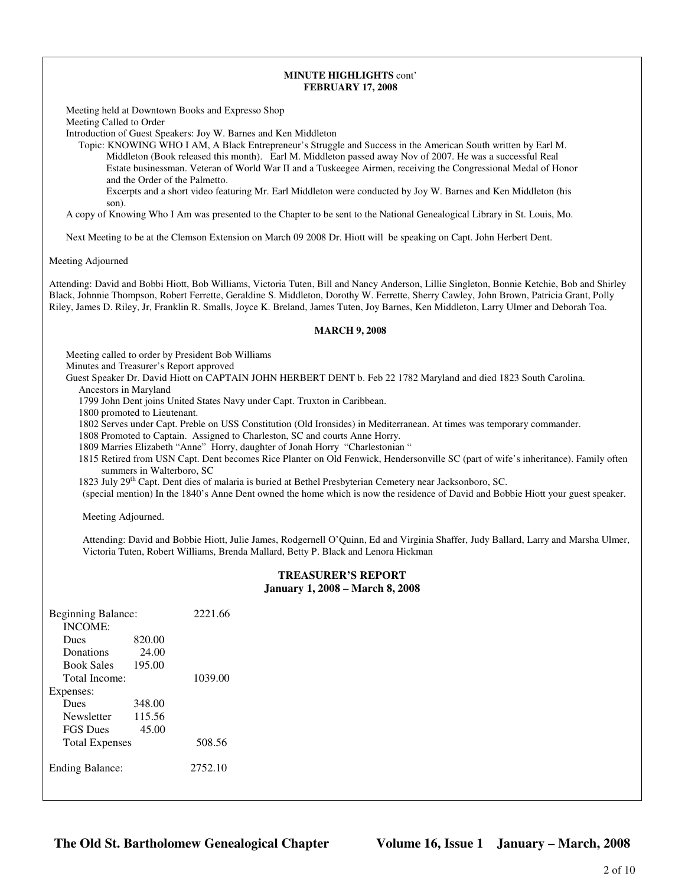**MINUTE HIGHLIGHTS** cont'
**FEBRUARY 17, 2008**

Meeting held at Downtown Books and Expresso Shop
Meeting Called to Order
Introduction of Guest Speakers: Joy W. Barnes and Ken Middleton

Topic: KNOWING WHO I AM, A Black Entrepreneur's Struggle and Success in the American South written by Earl M. Middleton (Book released this month). Earl M. Middleton passed away Nov of 2007. He was a successful Real Estate businessman. Veteran of World War II and a Tuskeegee Airmen, receiving the Congressional Medal of Honor and the Order of the Palmetto.

Excerpts and a short video featuring Mr. Earl Middleton were conducted by Joy W. Barnes and Ken Middleton (his son).

A copy of Knowing Who I Am was presented to the Chapter to be sent to the National Genealogical Library in St. Louis, Mo.

Next Meeting to be at the Clemson Extension on March 09 2008 Dr. Hiott will be speaking on Capt. John Herbert Dent.

Meeting Adjourned

Attending: David and Bobbi Hiott, Bob Williams, Victoria Tuten, Bill and Nancy Anderson, Lillie Singleton, Bonnie Ketchie, Bob and Shirley Black, Johnnie Thompson, Robert Ferrette, Geraldine S. Middleton, Dorothy W. Ferrette, Sherry Cawley, John Brown, Patricia Grant, Polly Riley, James D. Riley, Jr, Franklin R. Smalls, Joyce K. Breland, James Tuten, Joy Barnes, Ken Middleton, Larry Ulmer and Deborah Toa.

**MARCH 9, 2008**

Meeting called to order by President Bob Williams
Minutes and Treasurer's Report approved
Guest Speaker Dr. David Hiott on CAPTAIN JOHN HERBERT DENT b. Feb 22 1782 Maryland and died 1823 South Carolina.

Ancestors in Maryland
1799 John Dent joins United States Navy under Capt. Truxton in Caribbean.
1800 promoted to Lieutenant.
1802 Serves under Capt. Preble on USS Constitution (Old Ironsides) in Mediterranean. At times was temporary commander.
1808 Promoted to Captain. Assigned to Charleston, SC and courts Anne Horry.
1809 Marries Elizabeth "Anne" Horry, daughter of Jonah Horry "Charlestonian "
1815 Retired from USN Capt. Dent becomes Rice Planter on Old Fenwick, Hendersonville SC (part of wife's inheritance). Family often summers in Walterboro, SC
1823 July 29th Capt. Dent dies of malaria is buried at Bethel Presbyterian Cemetery near Jacksonboro, SC.
(special mention) In the 1840's Anne Dent owned the home which is now the residence of David and Bobbie Hiott your guest speaker.

Meeting Adjourned.

Attending: David and Bobbie Hiott, Julie James, Rodgernell O'Quinn, Ed and Virginia Shaffer, Judy Ballard, Larry and Marsha Ulmer, Victoria Tuten, Robert Williams, Brenda Mallard, Betty P. Black and Lenora Hickman

**TREASURER'S REPORT**
**January 1, 2008 – March 8, 2008**

| | | |
|---|---|---|
| Beginning Balance: | | 2221.66 |
| INCOME: | | |
| Dues | 820.00 | |
| Donations | 24.00 | |
| Book Sales | 195.00 | |
| Total Income: | | 1039.00 |
| Expenses: | | |
| Dues | 348.00 | |
| Newsletter | 115.56 | |
| FGS Dues | 45.00 | |
| Total Expenses | | 508.56 |
| Ending Balance: | | 2752.10 |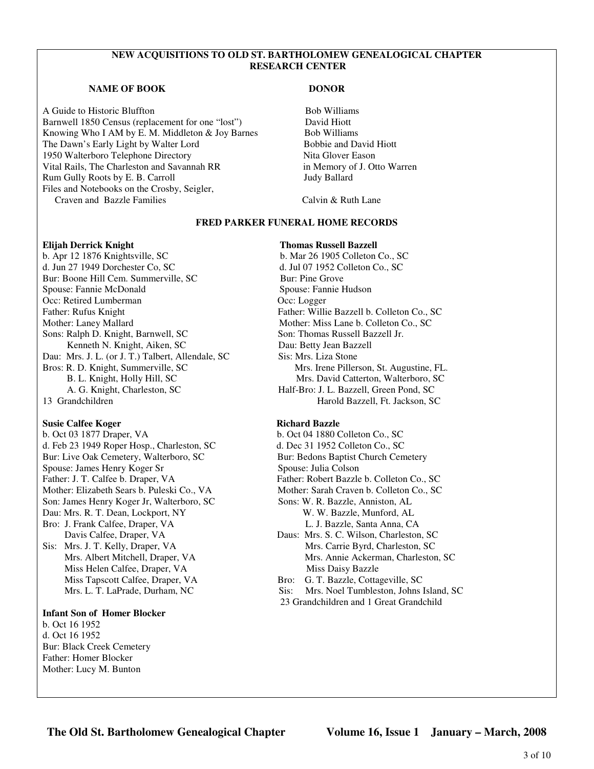## NEW ACQUISITIONS TO OLD ST. BARTHOLOMEW GENEALOGICAL CHAPTER RESEARCH CENTER

| NAME OF BOOK | DONOR |
|---|---|
| A Guide to Historic Bluffton | Bob Williams |
| Barnwell 1850 Census (replacement for one "lost") | David Hiott |
| Knowing Who I AM by E. M. Middleton & Joy Barnes | Bob Williams |
| The Dawn's Early Light by Walter Lord | Bobbie and David Hiott |
| 1950 Walterboro Telephone Directory | Nita Glover Eason |
| Vital Rails, The Charleston and Savannah RR | in Memory of J. Otto Warren |
| Rum Gully Roots by E. B. Carroll | Judy Ballard |
| Files and Notebooks on the Crosby, Seigler, Craven and Bazzle Families | Calvin & Ruth Lane |

## FRED PARKER FUNERAL HOME RECORDS

**Elijah Derrick Knight**
b. Apr 12 1876 Knightsville, SC
d. Jun 27 1949 Dorchester Co, SC
Bur: Boone Hill Cem. Summerville, SC
Spouse: Fannie McDonald
Occ: Retired Lumberman
Father: Rufus Knight
Mother: Laney Mallard
Sons: Ralph D. Knight, Barnwell, SC
Kenneth N. Knight, Aiken, SC
Dau: Mrs. J. L. (or J. T.) Talbert, Allendale, SC
Bros: R. D. Knight, Summerville, SC
B. L. Knight, Holly Hill, SC
A. G. Knight, Charleston, SC
13 Grandchildren

**Susie Calfee Koger**
b. Oct 03 1877 Draper, VA
d. Feb 23 1949 Roper Hosp., Charleston, SC
Bur: Live Oak Cemetery, Walterboro, SC
Spouse: James Henry Koger Sr
Father: J. T. Calfee b. Draper, VA
Mother: Elizabeth Sears b. Puleski Co., VA
Son: James Henry Koger Jr, Walterboro, SC
Dau: Mrs. R. T. Dean, Lockport, NY
Bro: J. Frank Calfee, Draper, VA
Davis Calfee, Draper, VA
Sis: Mrs. J. T. Kelly, Draper, VA
Mrs. Albert Mitchell, Draper, VA
Miss Helen Calfee, Draper, VA
Miss Tapscott Calfee, Draper, VA
Mrs. L. T. LaPrade, Durham, NC

**Infant Son of Homer Blocker**
b. Oct 16 1952
d. Oct 16 1952
Bur: Black Creek Cemetery
Father: Homer Blocker
Mother: Lucy M. Bunton

**Thomas Russell Bazzell**
b. Mar 26 1905 Colleton Co., SC
d. Jul 07 1952 Colleton Co., SC
Bur: Pine Grove
Spouse: Fannie Hudson
Occ: Logger
Father: Willie Bazzell b. Colleton Co., SC
Mother: Miss Lane b. Colleton Co., SC
Son: Thomas Russell Bazzell Jr.
Dau: Betty Jean Bazzell
Sis: Mrs. Liza Stone
Mrs. Irene Pillerson, St. Augustine, FL.
Mrs. David Catterton, Walterboro, SC
Half-Bro: J. L. Bazzell, Green Pond, SC
Harold Bazzell, Ft. Jackson, SC

**Richard Bazzle**
b. Oct 04 1880 Colleton Co., SC
d. Dec 31 1952 Colleton Co., SC
Bur: Bedons Baptist Church Cemetery
Spouse: Julia Colson
Father: Robert Bazzle b. Colleton Co., SC
Mother: Sarah Craven b. Colleton Co., SC
Sons: W. R. Bazzle, Anniston, AL
W. W. Bazzle, Munford, AL
L. J. Bazzle, Santa Anna, CA
Daus: Mrs. S. C. Wilson, Charleston, SC
Mrs. Carrie Byrd, Charleston, SC
Mrs. Annie Ackerman, Charleston, SC
Miss Daisy Bazzle
Bro: G. T. Bazzle, Cottageville, SC
Sis: Mrs. Noel Tumbleston, Johns Island, SC
23 Grandchildren and 1 Great Grandchild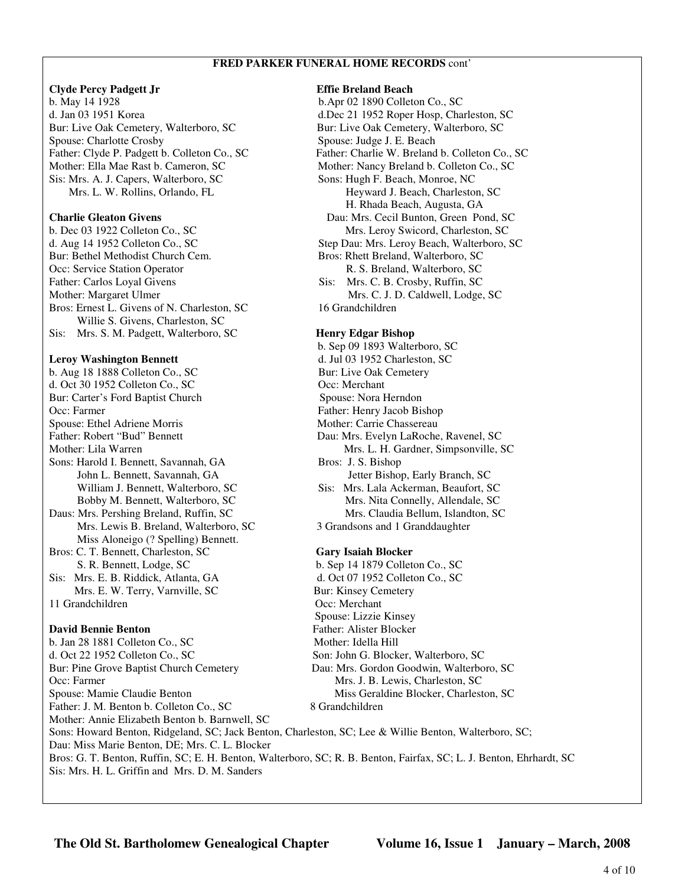**FRED PARKER FUNERAL HOME RECORDS** cont'

**Clyde Percy Padgett Jr**
b. May 14 1928
d. Jan 03 1951 Korea
Bur: Live Oak Cemetery, Walterboro, SC
Spouse: Charlotte Crosby
Father: Clyde P. Padgett b. Colleton Co., SC
Mother: Ella Mae Rast b. Cameron, SC
Sis: Mrs. A. J. Capers, Walterboro, SC
Mrs. L. W. Rollins, Orlando, FL

**Charlie Gleaton Givens**
b. Dec 03 1922 Colleton Co., SC
d. Aug 14 1952 Colleton Co., SC
Bur: Bethel Methodist Church Cem.
Occ: Service Station Operator
Father: Carlos Loyal Givens
Mother: Margaret Ulmer
Bros: Ernest L. Givens of N. Charleston, SC
Willie S. Givens, Charleston, SC
Sis: Mrs. S. M. Padgett, Walterboro, SC

**Leroy Washington Bennett**
b. Aug 18 1888 Colleton Co., SC
d. Oct 30 1952 Colleton Co., SC
Bur: Carter's Ford Baptist Church
Occ: Farmer
Spouse: Ethel Adriene Morris
Father: Robert "Bud" Bennett
Mother: Lila Warren
Sons: Harold I. Bennett, Savannah, GA
John L. Bennett, Savannah, GA
William J. Bennett, Walterboro, SC
Bobby M. Bennett, Walterboro, SC
Daus: Mrs. Pershing Breland, Ruffin, SC
Mrs. Lewis B. Breland, Walterboro, SC
Miss Aloneigo (? Spelling) Bennett.
Bros: C. T. Bennett, Charleston, SC
S. R. Bennett, Lodge, SC
Sis: Mrs. E. B. Riddick, Atlanta, GA
Mrs. E. W. Terry, Varnville, SC
11 Grandchildren

**David Bennie Benton**
b. Jan 28 1881 Colleton Co., SC
d. Oct 22 1952 Colleton Co., SC
Bur: Pine Grove Baptist Church Cemetery
Occ: Farmer
Spouse: Mamie Claudie Benton
Father: J. M. Benton b. Colleton Co., SC
Mother: Annie Elizabeth Benton b. Barnwell, SC
Sons: Howard Benton, Ridgeland, SC; Jack Benton, Charleston, SC; Lee & Willie Benton, Walterboro, SC;
Dau: Miss Marie Benton, DE; Mrs. C. L. Blocker
Bros: G. T. Benton, Ruffin, SC; E. H. Benton, Walterboro, SC; R. B. Benton, Fairfax, SC; L. J. Benton, Ehrhardt, SC
Sis: Mrs. H. L. Griffin and Mrs. D. M. Sanders

**Effie Breland Beach**
b.Apr 02 1890 Colleton Co., SC
d.Dec 21 1952 Roper Hosp, Charleston, SC
Bur: Live Oak Cemetery, Walterboro, SC
Spouse: Judge J. E. Beach
Father: Charlie W. Breland b. Colleton Co., SC
Mother: Nancy Breland b. Colleton Co., SC
Sons: Hugh F. Beach, Monroe, NC
Heyward J. Beach, Charleston, SC
H. Rhada Beach, Augusta, GA
Dau: Mrs. Cecil Bunton, Green Pond, SC
Mrs. Leroy Swicord, Charleston, SC
Step Dau: Mrs. Leroy Beach, Walterboro, SC
Bros: Rhett Breland, Walterboro, SC
R. S. Breland, Walterboro, SC
Sis: Mrs. C. B. Crosby, Ruffin, SC
Mrs. C. J. D. Caldwell, Lodge, SC
16 Grandchildren

**Henry Edgar Bishop**
b. Sep 09 1893 Walterboro, SC
d. Jul 03 1952 Charleston, SC
Bur: Live Oak Cemetery
Occ: Merchant
Spouse: Nora Herndon
Father: Henry Jacob Bishop
Mother: Carrie Chassereau
Dau: Mrs. Evelyn LaRoche, Ravenel, SC
Mrs. L. H. Gardner, Simpsonville, SC
Bros: J. S. Bishop
Jetter Bishop, Early Branch, SC
Sis: Mrs. Lala Ackerman, Beaufort, SC
Mrs. Nita Connelly, Allendale, SC
Mrs. Claudia Bellum, Islandton, SC
3 Grandsons and 1 Granddaughter

**Gary Isaiah Blocker**
b. Sep 14 1879 Colleton Co., SC
d. Oct 07 1952 Colleton Co., SC
Bur: Kinsey Cemetery
Occ: Merchant
Spouse: Lizzie Kinsey
Father: Alister Blocker
Mother: Idella Hill
Son: John G. Blocker, Walterboro, SC
Dau: Mrs. Gordon Goodwin, Walterboro, SC
Mrs. J. B. Lewis, Charleston, SC
Miss Geraldine Blocker, Charleston, SC
8 Grandchildren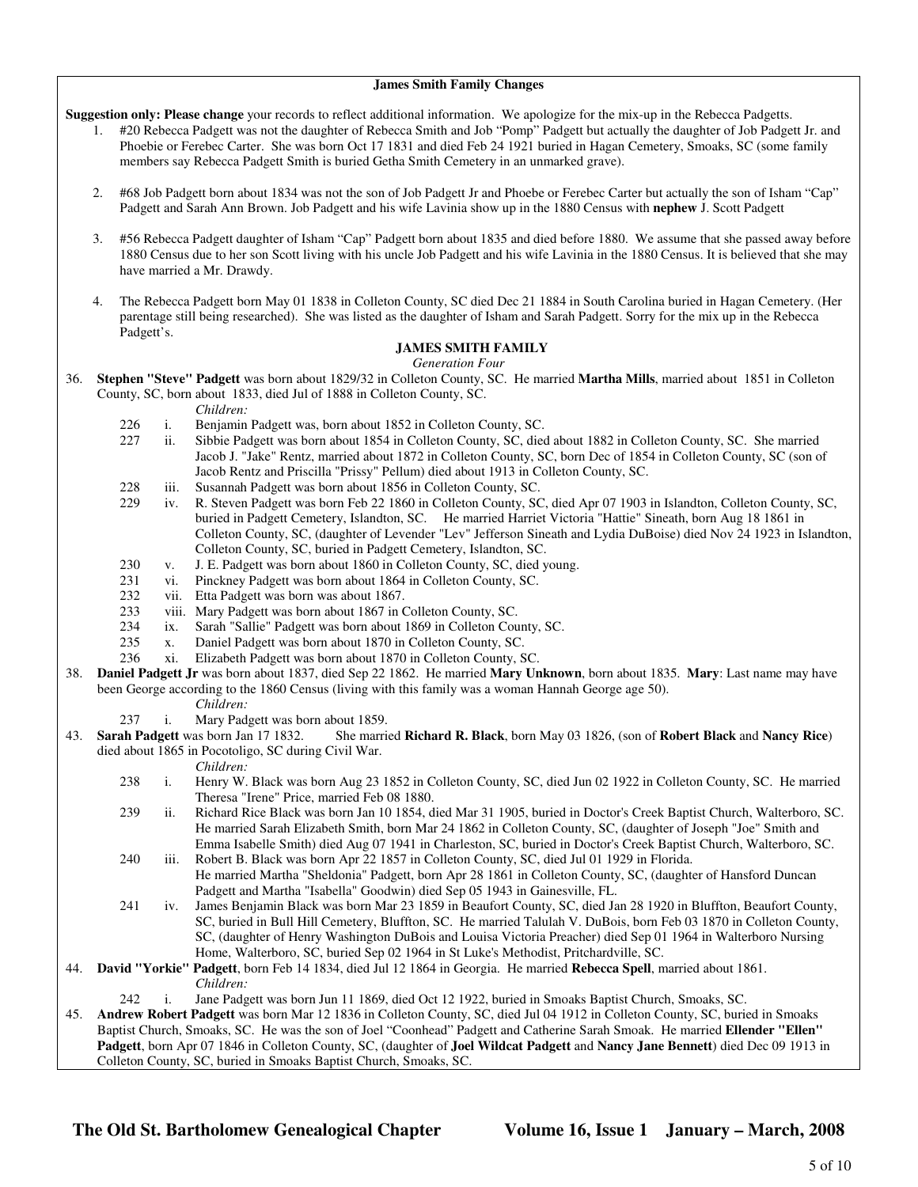**James Smith Family Changes**

**Suggestion only: Please change** your records to reflect additional information. We apologize for the mix-up in the Rebecca Padgetts.

1. #20 Rebecca Padgett was not the daughter of Rebecca Smith and Job "Pomp" Padgett but actually the daughter of Job Padgett Jr. and Phoebie or Ferebec Carter. She was born Oct 17 1831 and died Feb 24 1921 buried in Hagan Cemetery, Smoaks, SC (some family members say Rebecca Padgett Smith is buried Getha Smith Cemetery in an unmarked grave).

2. #68 Job Padgett born about 1834 was not the son of Job Padgett Jr and Phoebe or Ferebec Carter but actually the son of Isham "Cap" Padgett and Sarah Ann Brown. Job Padgett and his wife Lavinia show up in the 1880 Census with **nephew** J. Scott Padgett

3. #56 Rebecca Padgett daughter of Isham "Cap" Padgett born about 1835 and died before 1880. We assume that she passed away before 1880 Census due to her son Scott living with his uncle Job Padgett and his wife Lavinia in the 1880 Census. It is believed that she may have married a Mr. Drawdy.

4. The Rebecca Padgett born May 01 1838 in Colleton County, SC died Dec 21 1884 in South Carolina buried in Hagan Cemetery. (Her parentage still being researched). She was listed as the daughter of Isham and Sarah Padgett. Sorry for the mix up in the Rebecca Padgett's.

**JAMES SMITH FAMILY**

*Generation Four*

36. **Stephen "Steve" Padgett** was born about 1829/32 in Colleton County, SC. He married **Martha Mills**, married about 1851 in Colleton County, SC, born about 1833, died Jul of 1888 in Colleton County, SC.

*Children:*

- 226 i. Benjamin Padgett was, born about 1852 in Colleton County, SC.
- 227 ii. Sibbie Padgett was born about 1854 in Colleton County, SC, died about 1882 in Colleton County, SC. She married Jacob J. "Jake" Rentz, married about 1872 in Colleton County, SC, born Dec of 1854 in Colleton County, SC (son of Jacob Rentz and Priscilla "Prissy" Pellum) died about 1913 in Colleton County, SC.
- 228 iii. Susannah Padgett was born about 1856 in Colleton County, SC.
- 229 iv. R. Steven Padgett was born Feb 22 1860 in Colleton County, SC, died Apr 07 1903 in Islandton, Colleton County, SC, buried in Padgett Cemetery, Islandton, SC. He married Harriet Victoria "Hattie" Sineath, born Aug 18 1861 in Colleton County, SC, (daughter of Levender "Lev" Jefferson Sineath and Lydia DuBoise) died Nov 24 1923 in Islandton, Colleton County, SC, buried in Padgett Cemetery, Islandton, SC.
- 230 v. J. E. Padgett was born about 1860 in Colleton County, SC, died young.
- 231 vi. Pinckney Padgett was born about 1864 in Colleton County, SC.
- 232 vii. Etta Padgett was born was about 1867.
- 233 viii. Mary Padgett was born about 1867 in Colleton County, SC.
- 234 ix. Sarah "Sallie" Padgett was born about 1869 in Colleton County, SC.
- 235 x. Daniel Padgett was born about 1870 in Colleton County, SC.
- 236 xi. Elizabeth Padgett was born about 1870 in Colleton County, SC.

38. **Daniel Padgett Jr** was born about 1837, died Sep 22 1862. He married **Mary Unknown**, born about 1835. **Mary**: Last name may have been George according to the 1860 Census (living with this family was a woman Hannah George age 50).

*Children:*

- 237 i. Mary Padgett was born about 1859.

43. **Sarah Padgett** was born Jan 17 1832. She married **Richard R. Black**, born May 03 1826, (son of **Robert Black** and **Nancy Rice**) died about 1865 in Pocotoligo, SC during Civil War.

*Children:*

- 238 i. Henry W. Black was born Aug 23 1852 in Colleton County, SC, died Jun 02 1922 in Colleton County, SC. He married Theresa "Irene" Price, married Feb 08 1880.
- 239 ii. Richard Rice Black was born Jan 10 1854, died Mar 31 1905, buried in Doctor's Creek Baptist Church, Walterboro, SC. He married Sarah Elizabeth Smith, born Mar 24 1862 in Colleton County, SC, (daughter of Joseph "Joe" Smith and Emma Isabelle Smith) died Aug 07 1941 in Charleston, SC, buried in Doctor's Creek Baptist Church, Walterboro, SC.
- 240 iii. Robert B. Black was born Apr 22 1857 in Colleton County, SC, died Jul 01 1929 in Florida. He married Martha "Sheldonia" Padgett, born Apr 28 1861 in Colleton County, SC, (daughter of Hansford Duncan Padgett and Martha "Isabella" Goodwin) died Sep 05 1943 in Gainesville, FL.
- 241 iv. James Benjamin Black was born Mar 23 1859 in Beaufort County, SC, died Jan 28 1920 in Bluffton, Beaufort County, SC, buried in Bull Hill Cemetery, Bluffton, SC. He married Talulah V. DuBois, born Feb 03 1870 in Colleton County, SC, (daughter of Henry Washington DuBois and Louisa Victoria Preacher) died Sep 01 1964 in Walterboro Nursing Home, Walterboro, SC, buried Sep 02 1964 in St Luke's Methodist, Pritchardville, SC.

44. **David "Yorkie" Padgett**, born Feb 14 1834, died Jul 12 1864 in Georgia. He married **Rebecca Spell**, married about 1861.

*Children:*

- 242 i. Jane Padgett was born Jun 11 1869, died Oct 12 1922, buried in Smoaks Baptist Church, Smoaks, SC.

45. **Andrew Robert Padgett** was born Mar 12 1836 in Colleton County, SC, died Jul 04 1912 in Colleton County, SC, buried in Smoaks Baptist Church, Smoaks, SC. He was the son of Joel "Coonhead" Padgett and Catherine Sarah Smoak. He married **Ellender "Ellen" Padgett**, born Apr 07 1846 in Colleton County, SC, (daughter of **Joel Wildcat Padgett** and **Nancy Jane Bennett**) died Dec 09 1913 in Colleton County, SC, buried in Smoaks Baptist Church, Smoaks, SC.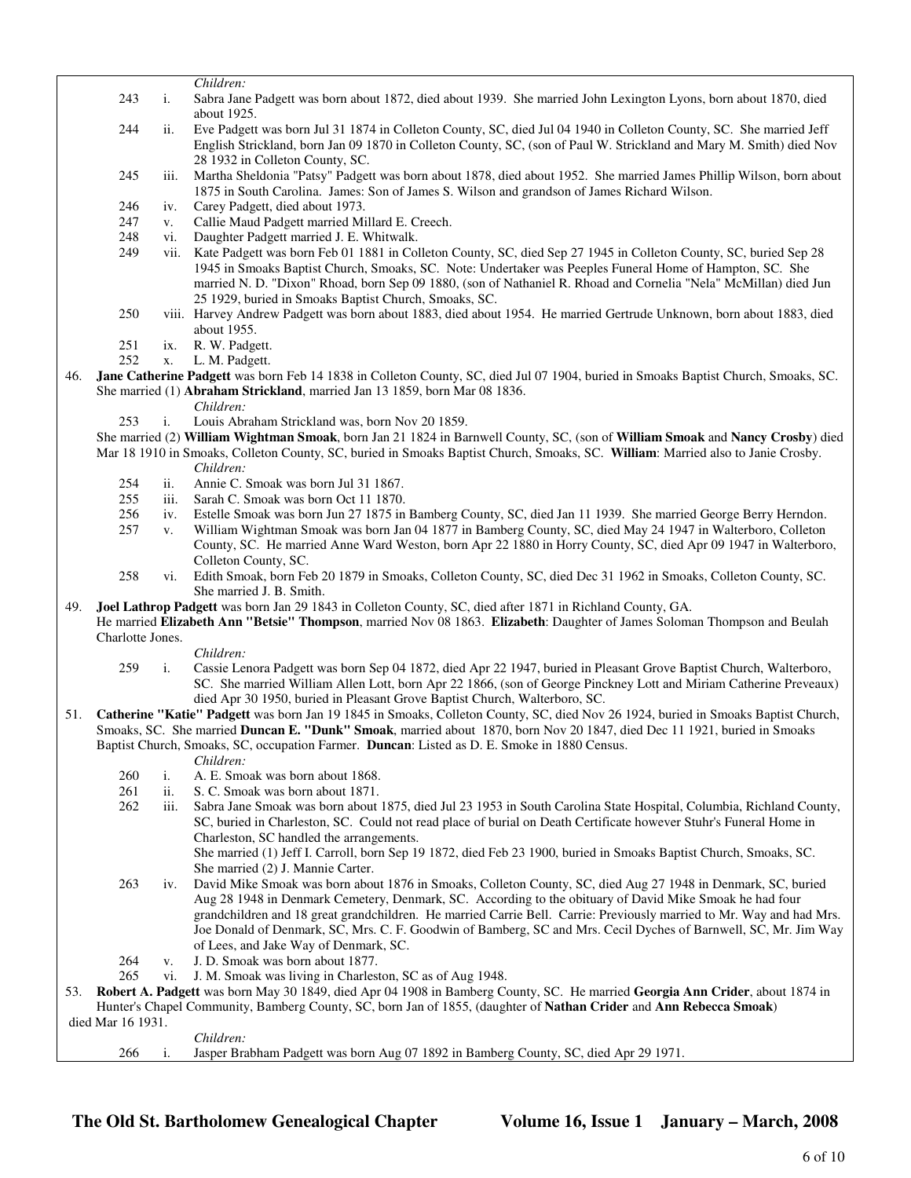*Children:*

243 i. Sabra Jane Padgett was born about 1872, died about 1939. She married John Lexington Lyons, born about 1870, died about 1925.

244 ii. Eve Padgett was born Jul 31 1874 in Colleton County, SC, died Jul 04 1940 in Colleton County, SC. She married Jeff English Strickland, born Jan 09 1870 in Colleton County, SC, (son of Paul W. Strickland and Mary M. Smith) died Nov 28 1932 in Colleton County, SC.

245 iii. Martha Sheldonia "Patsy" Padgett was born about 1878, died about 1952. She married James Phillip Wilson, born about 1875 in South Carolina. James: Son of James S. Wilson and grandson of James Richard Wilson.

246 iv. Carey Padgett, died about 1973.

247 v. Callie Maud Padgett married Millard E. Creech.

248 vi. Daughter Padgett married J. E. Whitwalk.

249 vii. Kate Padgett was born Feb 01 1881 in Colleton County, SC, died Sep 27 1945 in Colleton County, SC, buried Sep 28 1945 in Smoaks Baptist Church, Smoaks, SC. Note: Undertaker was Peeples Funeral Home of Hampton, SC. She married N. D. "Dixon" Rhoad, born Sep 09 1880, (son of Nathaniel R. Rhoad and Cornelia "Nela" McMillan) died Jun 25 1929, buried in Smoaks Baptist Church, Smoaks, SC.

250 viii. Harvey Andrew Padgett was born about 1883, died about 1954. He married Gertrude Unknown, born about 1883, died about 1955.

251 ix. R. W. Padgett.

252 x. L. M. Padgett.

46. **Jane Catherine Padgett** was born Feb 14 1838 in Colleton County, SC, died Jul 07 1904, buried in Smoaks Baptist Church, Smoaks, SC. She married (1) **Abraham Strickland**, married Jan 13 1859, born Mar 08 1836.

*Children:*

253 i. Louis Abraham Strickland was, born Nov 20 1859.

She married (2) **William Wightman Smoak**, born Jan 21 1824 in Barnwell County, SC, (son of **William Smoak** and **Nancy Crosby**) died Mar 18 1910 in Smoaks, Colleton County, SC, buried in Smoaks Baptist Church, Smoaks, SC. **William**: Married also to Janie Crosby.

*Children:*

254 ii. Annie C. Smoak was born Jul 31 1867.

255 iii. Sarah C. Smoak was born Oct 11 1870.

256 iv. Estelle Smoak was born Jun 27 1875 in Bamberg County, SC, died Jan 11 1939. She married George Berry Herndon.

257 v. William Wightman Smoak was born Jan 04 1877 in Bamberg County, SC, died May 24 1947 in Walterboro, Colleton County, SC. He married Anne Ward Weston, born Apr 22 1880 in Horry County, SC, died Apr 09 1947 in Walterboro, Colleton County, SC.

258 vi. Edith Smoak, born Feb 20 1879 in Smoaks, Colleton County, SC, died Dec 31 1962 in Smoaks, Colleton County, SC. She married J. B. Smith.

49. **Joel Lathrop Padgett** was born Jan 29 1843 in Colleton County, SC, died after 1871 in Richland County, GA. He married **Elizabeth Ann "Betsie" Thompson**, married Nov 08 1863. **Elizabeth**: Daughter of James Soloman Thompson and Beulah Charlotte Jones.

*Children:*

259 i. Cassie Lenora Padgett was born Sep 04 1872, died Apr 22 1947, buried in Pleasant Grove Baptist Church, Walterboro, SC. She married William Allen Lott, born Apr 22 1866, (son of George Pinckney Lott and Miriam Catherine Preveaux) died Apr 30 1950, buried in Pleasant Grove Baptist Church, Walterboro, SC.

51. **Catherine "Katie" Padgett** was born Jan 19 1845 in Smoaks, Colleton County, SC, died Nov 26 1924, buried in Smoaks Baptist Church, Smoaks, SC. She married **Duncan E. "Dunk" Smoak**, married about 1870, born Nov 20 1847, died Dec 11 1921, buried in Smoaks Baptist Church, Smoaks, SC, occupation Farmer. **Duncan**: Listed as D. E. Smoke in 1880 Census.

*Children:*

260 i. A. E. Smoak was born about 1868.

261 ii. S. C. Smoak was born about 1871.

262 iii. Sabra Jane Smoak was born about 1875, died Jul 23 1953 in South Carolina State Hospital, Columbia, Richland County, SC, buried in Charleston, SC. Could not read place of burial on Death Certificate however Stuhr's Funeral Home in Charleston, SC handled the arrangements.
She married (1) Jeff I. Carroll, born Sep 19 1872, died Feb 23 1900, buried in Smoaks Baptist Church, Smoaks, SC. She married (2) J. Mannie Carter.

263 iv. David Mike Smoak was born about 1876 in Smoaks, Colleton County, SC, died Aug 27 1948 in Denmark, SC, buried Aug 28 1948 in Denmark Cemetery, Denmark, SC. According to the obituary of David Mike Smoak he had four grandchildren and 18 great grandchildren. He married Carrie Bell. Carrie: Previously married to Mr. Way and had Mrs. Joe Donald of Denmark, SC, Mrs. C. F. Goodwin of Bamberg, SC and Mrs. Cecil Dyches of Barnwell, SC, Mr. Jim Way of Lees, and Jake Way of Denmark, SC.

264 v. J. D. Smoak was born about 1877.

265 vi. J. M. Smoak was living in Charleston, SC as of Aug 1948.

53. **Robert A. Padgett** was born May 30 1849, died Apr 04 1908 in Bamberg County, SC. He married **Georgia Ann Crider**, about 1874 in Hunter's Chapel Community, Bamberg County, SC, born Jan of 1855, (daughter of **Nathan Crider** and **Ann Rebecca Smoak**) died Mar 16 1931.

*Children:*

266 i. Jasper Brabham Padgett was born Aug 07 1892 in Bamberg County, SC, died Apr 29 1971.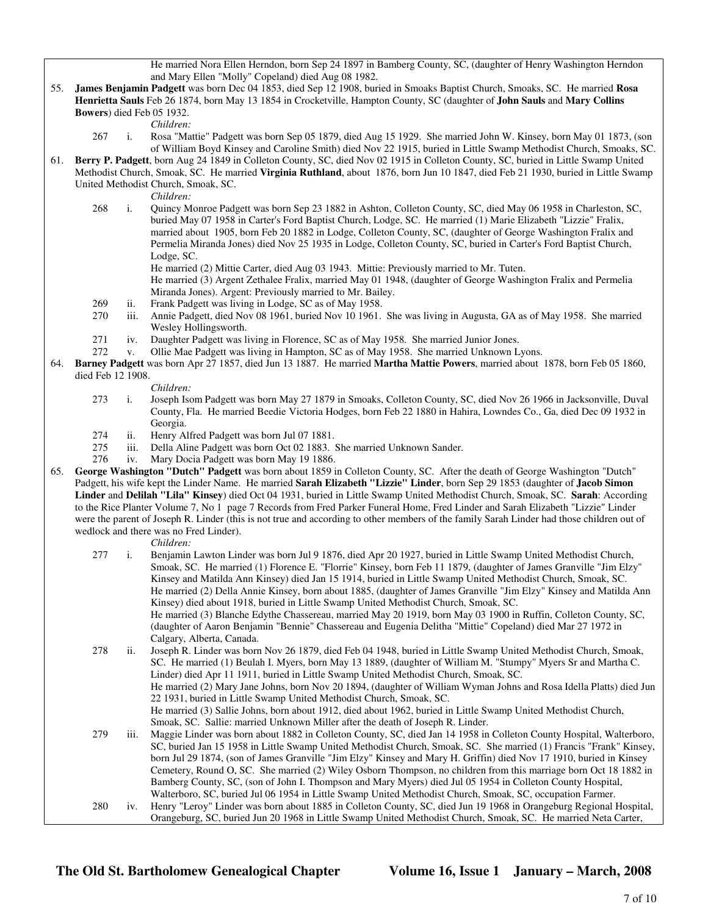He married Nora Ellen Herndon, born Sep 24 1897 in Bamberg County, SC, (daughter of Henry Washington Herndon and Mary Ellen "Molly" Copeland) died Aug 08 1982.

55. **James Benjamin Padgett** was born Dec 04 1853, died Sep 12 1908, buried in Smoaks Baptist Church, Smoaks, SC. He married **Rosa Henrietta Sauls** Feb 26 1874, born May 13 1854 in Crocketville, Hampton County, SC (daughter of **John Sauls** and **Mary Collins Bowers**) died Feb 05 1932.

*Children:*

267 i. Rosa "Mattie" Padgett was born Sep 05 1879, died Aug 15 1929. She married John W. Kinsey, born May 01 1873, (son of William Boyd Kinsey and Caroline Smith) died Nov 22 1915, buried in Little Swamp Methodist Church, Smoaks, SC.

61. **Berry P. Padgett**, born Aug 24 1849 in Colleton County, SC, died Nov 02 1915 in Colleton County, SC, buried in Little Swamp United Methodist Church, Smoak, SC. He married **Virginia Ruthland**, about 1876, born Jun 10 1847, died Feb 21 1930, buried in Little Swamp United Methodist Church, Smoak, SC.

*Children:*

268 i. Quincy Monroe Padgett was born Sep 23 1882 in Ashton, Colleton County, SC, died May 06 1958 in Charleston, SC, buried May 07 1958 in Carter's Ford Baptist Church, Lodge, SC. He married (1) Marie Elizabeth "Lizzie" Fralix, married about 1905, born Feb 20 1882 in Lodge, Colleton County, SC, (daughter of George Washington Fralix and Permelia Miranda Jones) died Nov 25 1935 in Lodge, Colleton County, SC, buried in Carter's Ford Baptist Church, Lodge, SC.
He married (2) Mittie Carter, died Aug 03 1943. Mittie: Previously married to Mr. Tuten.
He married (3) Argent Zethalee Fralix, married May 01 1948, (daughter of George Washington Fralix and Permelia Miranda Jones). Argent: Previously married to Mr. Bailey.

269 ii. Frank Padgett was living in Lodge, SC as of May 1958.

270 iii. Annie Padgett, died Nov 08 1961, buried Nov 10 1961. She was living in Augusta, GA as of May 1958. She married Wesley Hollingsworth.

271 iv. Daughter Padgett was living in Florence, SC as of May 1958. She married Junior Jones.

272 v. Ollie Mae Padgett was living in Hampton, SC as of May 1958. She married Unknown Lyons.

64. **Barney Padgett** was born Apr 27 1857, died Jun 13 1887. He married **Martha Mattie Powers**, married about 1878, born Feb 05 1860, died Feb 12 1908.

*Children:*

273 i. Joseph Isom Padgett was born May 27 1879 in Smoaks, Colleton County, SC, died Nov 26 1966 in Jacksonville, Duval County, Fla. He married Beedie Victoria Hodges, born Feb 22 1880 in Hahira, Lowndes Co., Ga, died Dec 09 1932 in Georgia.

274 ii. Henry Alfred Padgett was born Jul 07 1881.

275 iii. Della Aline Padgett was born Oct 02 1883. She married Unknown Sander.

276 iv. Mary Docia Padgett was born May 19 1886.

65. **George Washington "Dutch" Padgett** was born about 1859 in Colleton County, SC. After the death of George Washington "Dutch" Padgett, his wife kept the Linder Name. He married **Sarah Elizabeth "Lizzie" Linder**, born Sep 29 1853 (daughter of **Jacob Simon Linder** and **Delilah "Lila" Kinsey**) died Oct 04 1931, buried in Little Swamp United Methodist Church, Smoak, SC. **Sarah**: According to the Rice Planter Volume 7, No 1 page 7 Records from Fred Parker Funeral Home, Fred Linder and Sarah Elizabeth "Lizzie" Linder were the parent of Joseph R. Linder (this is not true and according to other members of the family Sarah Linder had those children out of wedlock and there was no Fred Linder).

*Children:*

277 i. Benjamin Lawton Linder was born Jul 9 1876, died Apr 20 1927, buried in Little Swamp United Methodist Church, Smoak, SC. He married (1) Florence E. "Florrie" Kinsey, born Feb 11 1879, (daughter of James Granville "Jim Elzy" Kinsey and Matilda Ann Kinsey) died Jan 15 1914, buried in Little Swamp United Methodist Church, Smoak, SC.
He married (2) Della Annie Kinsey, born about 1885, (daughter of James Granville "Jim Elzy" Kinsey and Matilda Ann Kinsey) died about 1918, buried in Little Swamp United Methodist Church, Smoak, SC.
He married (3) Blanche Edythe Chassereau, married May 20 1919, born May 03 1900 in Ruffin, Colleton County, SC, (daughter of Aaron Benjamin "Bennie" Chassereau and Eugenia Delitha "Mittie" Copeland) died Mar 27 1972 in Calgary, Alberta, Canada.

278 ii. Joseph R. Linder was born Nov 26 1879, died Feb 04 1948, buried in Little Swamp United Methodist Church, Smoak, SC. He married (1) Beulah I. Myers, born May 13 1889, (daughter of William M. "Stumpy" Myers Sr and Martha C. Linder) died Apr 11 1911, buried in Little Swamp United Methodist Church, Smoak, SC.
He married (2) Mary Jane Johns, born Nov 20 1894, (daughter of William Wyman Johns and Rosa Idella Platts) died Jun 22 1931, buried in Little Swamp United Methodist Church, Smoak, SC.
He married (3) Sallie Johns, born about 1912, died about 1962, buried in Little Swamp United Methodist Church, Smoak, SC. Sallie: married Unknown Miller after the death of Joseph R. Linder.

279 iii. Maggie Linder was born about 1882 in Colleton County, SC, died Jan 14 1958 in Colleton County Hospital, Walterboro, SC, buried Jan 15 1958 in Little Swamp United Methodist Church, Smoak, SC. She married (1) Francis "Frank" Kinsey, born Jul 29 1874, (son of James Granville "Jim Elzy" Kinsey and Mary H. Griffin) died Nov 17 1910, buried in Kinsey Cemetery, Round O, SC. She married (2) Wiley Osborn Thompson, no children from this marriage born Oct 18 1882 in Bamberg County, SC, (son of John I. Thompson and Mary Myers) died Jul 05 1954 in Colleton County Hospital, Walterboro, SC, buried Jul 06 1954 in Little Swamp United Methodist Church, Smoak, SC, occupation Farmer.

280 iv. Henry "Leroy" Linder was born about 1885 in Colleton County, SC, died Jun 19 1968 in Orangeburg Regional Hospital, Orangeburg, SC, buried Jun 20 1968 in Little Swamp United Methodist Church, Smoak, SC. He married Neta Carter,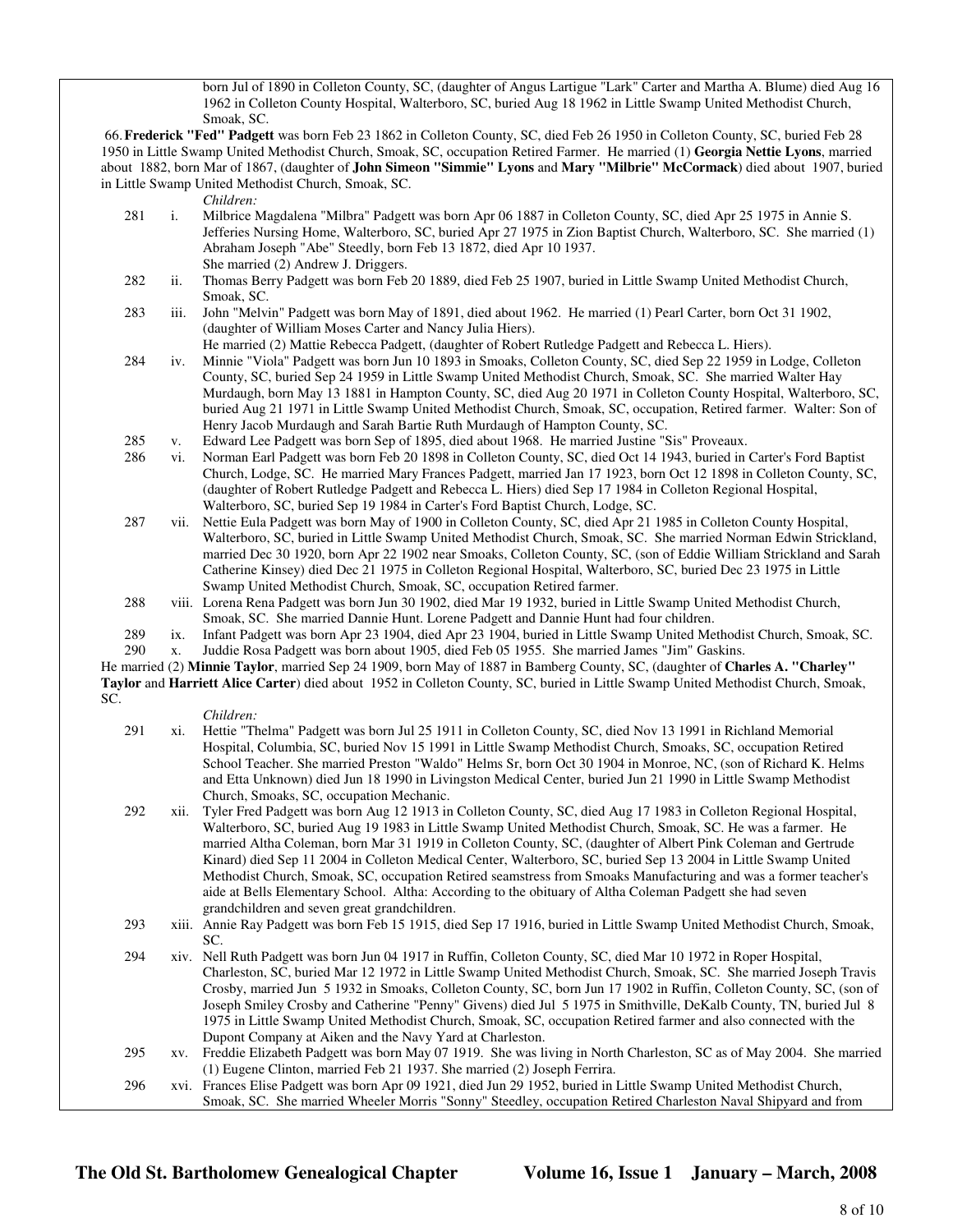born Jul of 1890 in Colleton County, SC, (daughter of Angus Lartigue "Lark" Carter and Martha A. Blume) died Aug 16 1962 in Colleton County Hospital, Walterboro, SC, buried Aug 18 1962 in Little Swamp United Methodist Church, Smoak, SC.

66. **Frederick "Fed" Padgett** was born Feb 23 1862 in Colleton County, SC, died Feb 26 1950 in Colleton County, SC, buried Feb 28 1950 in Little Swamp United Methodist Church, Smoak, SC, occupation Retired Farmer. He married (1) **Georgia Nettie Lyons**, married about 1882, born Mar of 1867, (daughter of **John Simeon "Simmie" Lyons** and **Mary "Milbrie" McCormack**) died about 1907, buried in Little Swamp United Methodist Church, Smoak, SC.

*Children:*

281 i. Milbrice Magdalena "Milbra" Padgett was born Apr 06 1887 in Colleton County, SC, died Apr 25 1975 in Annie S. Jefferies Nursing Home, Walterboro, SC, buried Apr 27 1975 in Zion Baptist Church, Walterboro, SC. She married (1) Abraham Joseph "Abe" Steedly, born Feb 13 1872, died Apr 10 1937.
She married (2) Andrew J. Driggers.

282 ii. Thomas Berry Padgett was born Feb 20 1889, died Feb 25 1907, buried in Little Swamp United Methodist Church, Smoak, SC.

283 iii. John "Melvin" Padgett was born May of 1891, died about 1962. He married (1) Pearl Carter, born Oct 31 1902, (daughter of William Moses Carter and Nancy Julia Hiers).
He married (2) Mattie Rebecca Padgett, (daughter of Robert Rutledge Padgett and Rebecca L. Hiers).

284 iv. Minnie "Viola" Padgett was born Jun 10 1893 in Smoaks, Colleton County, SC, died Sep 22 1959 in Lodge, Colleton County, SC, buried Sep 24 1959 in Little Swamp United Methodist Church, Smoak, SC. She married Walter Hay Murdaugh, born May 13 1881 in Hampton County, SC, died Aug 20 1971 in Colleton County Hospital, Walterboro, SC, buried Aug 21 1971 in Little Swamp United Methodist Church, Smoak, SC, occupation, Retired farmer. Walter: Son of Henry Jacob Murdaugh and Sarah Bartie Ruth Murdaugh of Hampton County, SC.

285 v. Edward Lee Padgett was born Sep of 1895, died about 1968. He married Justine "Sis" Proveaux.

286 vi. Norman Earl Padgett was born Feb 20 1898 in Colleton County, SC, died Oct 14 1943, buried in Carter's Ford Baptist Church, Lodge, SC. He married Mary Frances Padgett, married Jan 17 1923, born Oct 12 1898 in Colleton County, SC, (daughter of Robert Rutledge Padgett and Rebecca L. Hiers) died Sep 17 1984 in Colleton Regional Hospital, Walterboro, SC, buried Sep 19 1984 in Carter's Ford Baptist Church, Lodge, SC.

287 vii. Nettie Eula Padgett was born May of 1900 in Colleton County, SC, died Apr 21 1985 in Colleton County Hospital, Walterboro, SC, buried in Little Swamp United Methodist Church, Smoak, SC. She married Norman Edwin Strickland, married Dec 30 1920, born Apr 22 1902 near Smoaks, Colleton County, SC, (son of Eddie William Strickland and Sarah Catherine Kinsey) died Dec 21 1975 in Colleton Regional Hospital, Walterboro, SC, buried Dec 23 1975 in Little Swamp United Methodist Church, Smoak, SC, occupation Retired farmer.

288 viii. Lorena Rena Padgett was born Jun 30 1902, died Mar 19 1932, buried in Little Swamp United Methodist Church, Smoak, SC. She married Dannie Hunt. Lorene Padgett and Dannie Hunt had four children.

289 ix. Infant Padgett was born Apr 23 1904, died Apr 23 1904, buried in Little Swamp United Methodist Church, Smoak, SC.

290 x. Juddie Rosa Padgett was born about 1905, died Feb 05 1955. She married James "Jim" Gaskins.

He married (2) **Minnie Taylor**, married Sep 24 1909, born May of 1887 in Bamberg County, SC, (daughter of **Charles A. "Charley" Taylor** and **Harriett Alice Carter**) died about 1952 in Colleton County, SC, buried in Little Swamp United Methodist Church, Smoak, SC.

*Children:*

291 xi. Hettie "Thelma" Padgett was born Jul 25 1911 in Colleton County, SC, died Nov 13 1991 in Richland Memorial Hospital, Columbia, SC, buried Nov 15 1991 in Little Swamp Methodist Church, Smoaks, SC, occupation Retired School Teacher. She married Preston "Waldo" Helms Sr, born Oct 30 1904 in Monroe, NC, (son of Richard K. Helms and Etta Unknown) died Jun 18 1990 in Livingston Medical Center, buried Jun 21 1990 in Little Swamp Methodist Church, Smoaks, SC, occupation Mechanic.

292 xii. Tyler Fred Padgett was born Aug 12 1913 in Colleton County, SC, died Aug 17 1983 in Colleton Regional Hospital, Walterboro, SC, buried Aug 19 1983 in Little Swamp United Methodist Church, Smoak, SC. He was a farmer. He married Altha Coleman, born Mar 31 1919 in Colleton County, SC, (daughter of Albert Pink Coleman and Gertrude Kinard) died Sep 11 2004 in Colleton Medical Center, Walterboro, SC, buried Sep 13 2004 in Little Swamp United Methodist Church, Smoak, SC, occupation Retired seamstress from Smoaks Manufacturing and was a former teacher's aide at Bells Elementary School. Altha: According to the obituary of Altha Coleman Padgett she had seven grandchildren and seven great grandchildren.

293 xiii. Annie Ray Padgett was born Feb 15 1915, died Sep 17 1916, buried in Little Swamp United Methodist Church, Smoak, SC.

294 xiv. Nell Ruth Padgett was born Jun 04 1917 in Ruffin, Colleton County, SC, died Mar 10 1972 in Roper Hospital, Charleston, SC, buried Mar 12 1972 in Little Swamp United Methodist Church, Smoak, SC. She married Joseph Travis Crosby, married Jun 5 1932 in Smoaks, Colleton County, SC, born Jun 17 1902 in Ruffin, Colleton County, SC, (son of Joseph Smiley Crosby and Catherine "Penny" Givens) died Jul 5 1975 in Smithville, DeKalb County, TN, buried Jul 8 1975 in Little Swamp United Methodist Church, Smoak, SC, occupation Retired farmer and also connected with the Dupont Company at Aiken and the Navy Yard at Charleston.

295 xv. Freddie Elizabeth Padgett was born May 07 1919. She was living in North Charleston, SC as of May 2004. She married (1) Eugene Clinton, married Feb 21 1937. She married (2) Joseph Ferrira.

296 xvi. Frances Elise Padgett was born Apr 09 1921, died Jun 29 1952, buried in Little Swamp United Methodist Church, Smoak, SC. She married Wheeler Morris "Sonny" Steedley, occupation Retired Charleston Naval Shipyard and from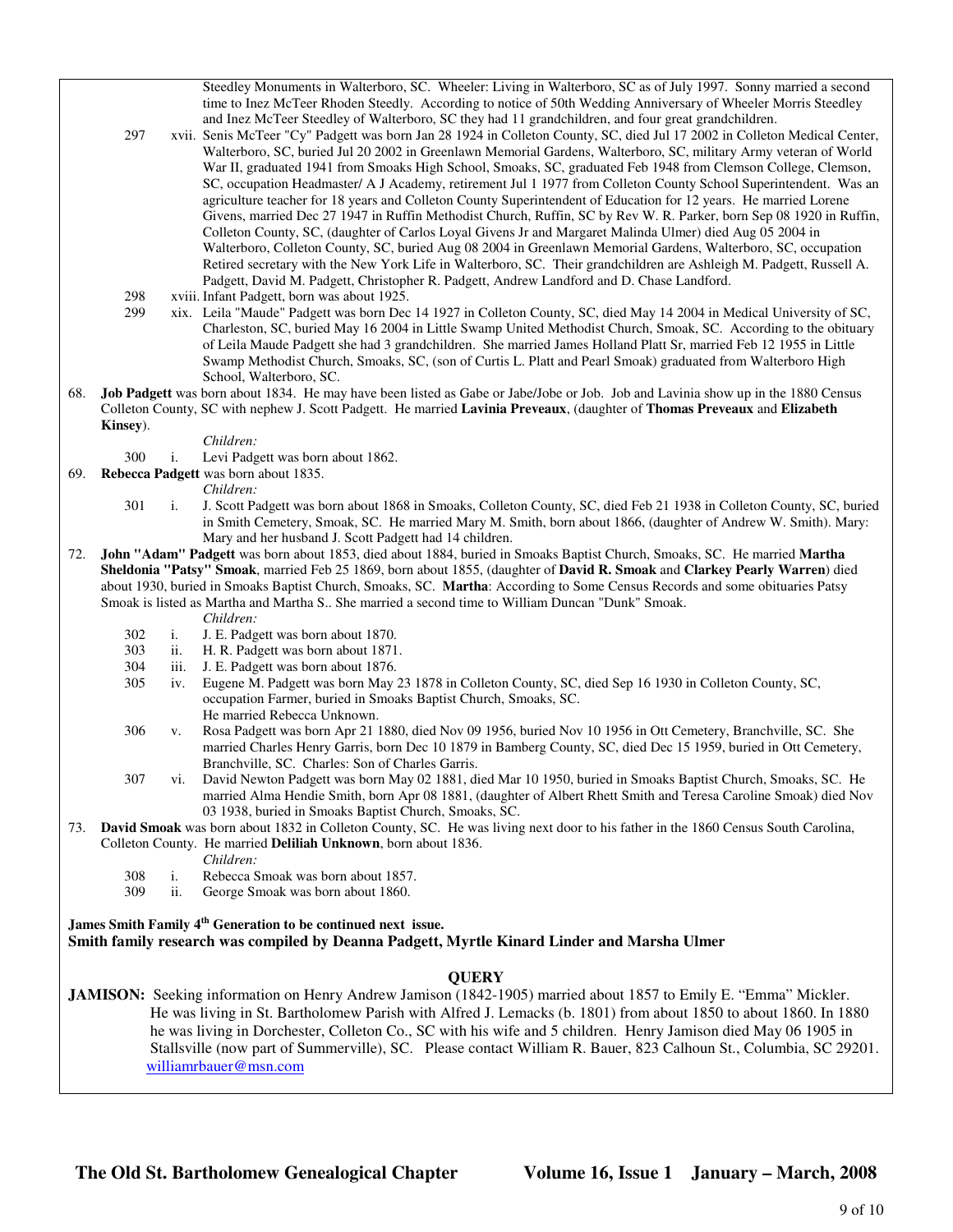Steedley Monuments in Walterboro, SC. Wheeler: Living in Walterboro, SC as of July 1997. Sonny married a second time to Inez McTeer Rhoden Steedly. According to notice of 50th Wedding Anniversary of Wheeler Morris Steedley and Inez McTeer Steedley of Walterboro, SC they had 11 grandchildren, and four great grandchildren.

297 xvii. Senis McTeer "Cy" Padgett was born Jan 28 1924 in Colleton County, SC, died Jul 17 2002 in Colleton Medical Center, Walterboro, SC, buried Jul 20 2002 in Greenlawn Memorial Gardens, Walterboro, SC, military Army veteran of World War II, graduated 1941 from Smoaks High School, Smoaks, SC, graduated Feb 1948 from Clemson College, Clemson, SC, occupation Headmaster/ A J Academy, retirement Jul 1 1977 from Colleton County School Superintendent. Was an agriculture teacher for 18 years and Colleton County Superintendent of Education for 12 years. He married Lorene Givens, married Dec 27 1947 in Ruffin Methodist Church, Ruffin, SC by Rev W. R. Parker, born Sep 08 1920 in Ruffin, Colleton County, SC, (daughter of Carlos Loyal Givens Jr and Margaret Malinda Ulmer) died Aug 05 2004 in Walterboro, Colleton County, SC, buried Aug 08 2004 in Greenlawn Memorial Gardens, Walterboro, SC, occupation Retired secretary with the New York Life in Walterboro, SC. Their grandchildren are Ashleigh M. Padgett, Russell A. Padgett, David M. Padgett, Christopher R. Padgett, Andrew Landford and D. Chase Landford.

298 xviii. Infant Padgett, born was about 1925.

299 xix. Leila "Maude" Padgett was born Dec 14 1927 in Colleton County, SC, died May 14 2004 in Medical University of SC, Charleston, SC, buried May 16 2004 in Little Swamp United Methodist Church, Smoak, SC. According to the obituary of Leila Maude Padgett she had 3 grandchildren. She married James Holland Platt Sr, married Feb 12 1955 in Little Swamp Methodist Church, Smoaks, SC, (son of Curtis L. Platt and Pearl Smoak) graduated from Walterboro High School, Walterboro, SC.

68. **Job Padgett** was born about 1834. He may have been listed as Gabe or Jabe/Jobe or Job. Job and Lavinia show up in the 1880 Census Colleton County, SC with nephew J. Scott Padgett. He married **Lavinia Preveaux**, (daughter of **Thomas Preveaux** and **Elizabeth Kinsey**).

*Children:*

300 i. Levi Padgett was born about 1862.

69. **Rebecca Padgett** was born about 1835.

*Children:*

301 i. J. Scott Padgett was born about 1868 in Smoaks, Colleton County, SC, died Feb 21 1938 in Colleton County, SC, buried in Smith Cemetery, Smoak, SC. He married Mary M. Smith, born about 1866, (daughter of Andrew W. Smith). Mary: Mary and her husband J. Scott Padgett had 14 children.

72. **John "Adam" Padgett** was born about 1853, died about 1884, buried in Smoaks Baptist Church, Smoaks, SC. He married **Martha Sheldonia "Patsy" Smoak**, married Feb 25 1869, born about 1855, (daughter of **David R. Smoak** and **Clarkey Pearly Warren**) died about 1930, buried in Smoaks Baptist Church, Smoaks, SC. **Martha**: According to Some Census Records and some obituaries Patsy Smoak is listed as Martha and Martha S.. She married a second time to William Duncan "Dunk" Smoak.

*Children:*

302 i. J. E. Padgett was born about 1870.

303 ii. H. R. Padgett was born about 1871.

304 iii. J. E. Padgett was born about 1876.

305 iv. Eugene M. Padgett was born May 23 1878 in Colleton County, SC, died Sep 16 1930 in Colleton County, SC, occupation Farmer, buried in Smoaks Baptist Church, Smoaks, SC.
He married Rebecca Unknown.

306 v. Rosa Padgett was born Apr 21 1880, died Nov 09 1956, buried Nov 10 1956 in Ott Cemetery, Branchville, SC. She married Charles Henry Garris, born Dec 10 1879 in Bamberg County, SC, died Dec 15 1959, buried in Ott Cemetery, Branchville, SC. Charles: Son of Charles Garris.

307 vi. David Newton Padgett was born May 02 1881, died Mar 10 1950, buried in Smoaks Baptist Church, Smoaks, SC. He married Alma Hendie Smith, born Apr 08 1881, (daughter of Albert Rhett Smith and Teresa Caroline Smoak) died Nov 03 1938, buried in Smoaks Baptist Church, Smoaks, SC.

73. **David Smoak** was born about 1832 in Colleton County, SC. He was living next door to his father in the 1860 Census South Carolina, Colleton County. He married **Deliliah Unknown**, born about 1836.

*Children:*

308 i. Rebecca Smoak was born about 1857.

309 ii. George Smoak was born about 1860.

**James Smith Family 4th Generation to be continued next issue.**
**Smith family research was compiled by Deanna Padgett, Myrtle Kinard Linder and Marsha Ulmer**

## QUERY

**JAMISON:** Seeking information on Henry Andrew Jamison (1842-1905) married about 1857 to Emily E. "Emma" Mickler. He was living in St. Bartholomew Parish with Alfred J. Lemacks (b. 1801) from about 1850 to about 1860. In 1880 he was living in Dorchester, Colleton Co., SC with his wife and 5 children. Henry Jamison died May 06 1905 in Stallsville (now part of Summerville), SC. Please contact William R. Bauer, 823 Calhoun St., Columbia, SC 29201. williamrbauer@msn.com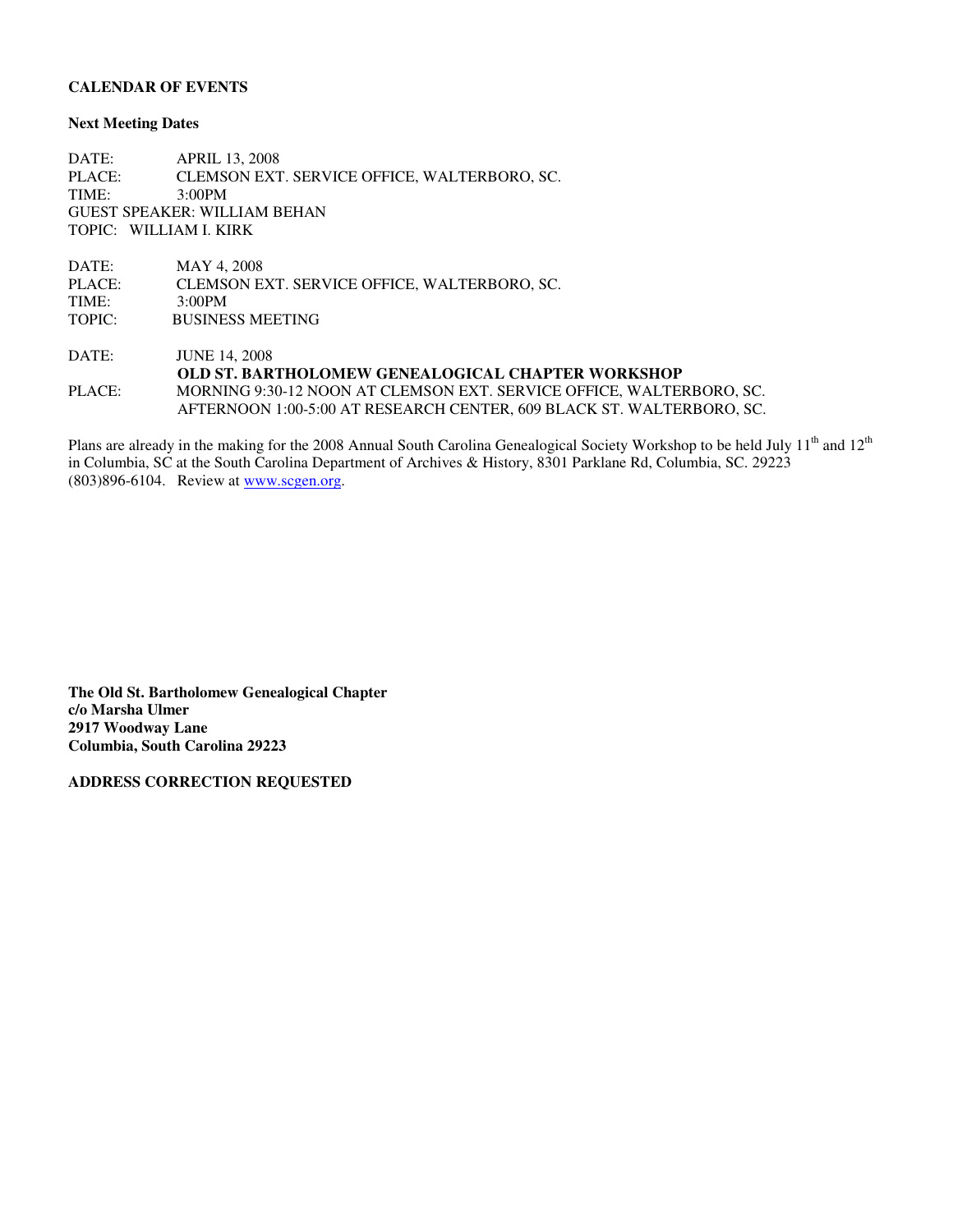**CALENDAR OF EVENTS**

**Next Meeting Dates**

DATE: APRIL 13, 2008
PLACE: CLEMSON EXT. SERVICE OFFICE, WALTERBORO, SC.
TIME: 3:00PM
GUEST SPEAKER: WILLIAM BEHAN
TOPIC: WILLIAM I. KIRK

DATE: MAY 4, 2008
PLACE: CLEMSON EXT. SERVICE OFFICE, WALTERBORO, SC.
TIME: 3:00PM
TOPIC: BUSINESS MEETING

DATE: JUNE 14, 2008
**OLD ST. BARTHOLOMEW GENEALOGICAL CHAPTER WORKSHOP**
PLACE: MORNING 9:30-12 NOON AT CLEMSON EXT. SERVICE OFFICE, WALTERBORO, SC.
AFTERNOON 1:00-5:00 AT RESEARCH CENTER, 609 BLACK ST. WALTERBORO, SC.

Plans are already in the making for the 2008 Annual South Carolina Genealogical Society Workshop to be held July 11th and 12th in Columbia, SC at the South Carolina Department of Archives & History, 8301 Parklane Rd, Columbia, SC. 29223 (803)896-6104. Review at www.scgen.org.

**The Old St. Bartholomew Genealogical Chapter**
**c/o Marsha Ulmer**
**2917 Woodway Lane**
**Columbia, South Carolina 29223**

**ADDRESS CORRECTION REQUESTED**